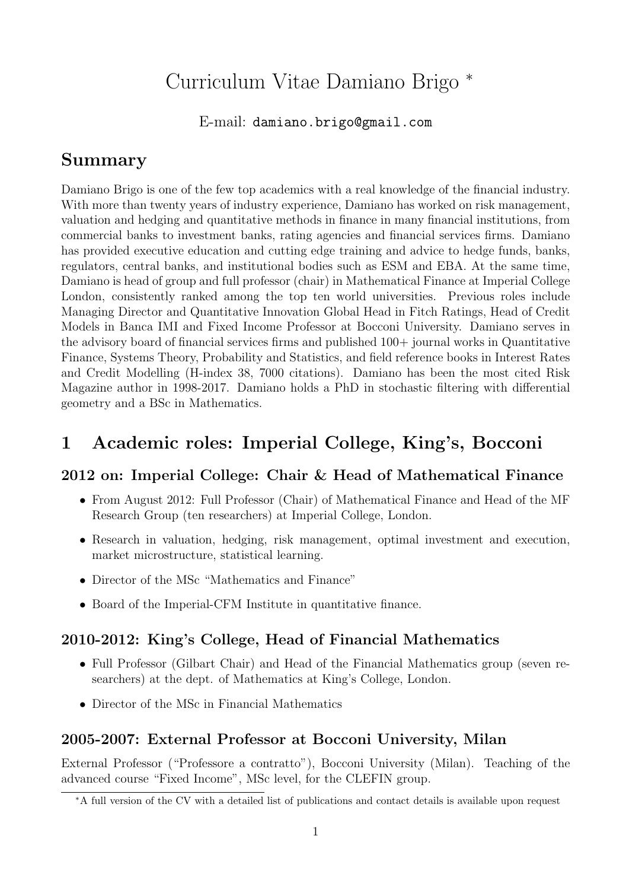# Curriculum Vitae Damiano Brigo *

E-mail: damiano.brigo@gmail.com

## Summary

Damiano Brigo is one of the few top academics with a real knowledge of the financial industry. With more than twenty years of industry experience, Damiano has worked on risk management, valuation and hedging and quantitative methods in finance in many financial institutions, from commercial banks to investment banks, rating agencies and financial services firms. Damiano has provided executive education and cutting edge training and advice to hedge funds, banks, regulators, central banks, and institutional bodies such as ESM and EBA. At the same time, Damiano is head of group and full professor (chair) in Mathematical Finance at Imperial College London, consistently ranked among the top ten world universities. Previous roles include Managing Director and Quantitative Innovation Global Head in Fitch Ratings, Head of Credit Models in Banca IMI and Fixed Income Professor at Bocconi University. Damiano serves in the advisory board of financial services firms and published 100+ journal works in Quantitative Finance, Systems Theory, Probability and Statistics, and field reference books in Interest Rates and Credit Modelling (H-index 38, 7000 citations). Damiano has been the most cited Risk Magazine author in 1998-2017. Damiano holds a PhD in stochastic filtering with differential geometry and a BSc in Mathematics.

## 1 Academic roles: Imperial College, King's, Bocconi

### 2012 on: Imperial College: Chair & Head of Mathematical Finance

- From August 2012: Full Professor (Chair) of Mathematical Finance and Head of the MF Research Group (ten researchers) at Imperial College, London.
- Research in valuation, hedging, risk management, optimal investment and execution, market microstructure, statistical learning.
- Director of the MSc "Mathematics and Finance"
- Board of the Imperial-CFM Institute in quantitative finance.

### 2010-2012: King's College, Head of Financial Mathematics

- Full Professor (Gilbart Chair) and Head of the Financial Mathematics group (seven researchers) at the dept. of Mathematics at King's College, London.
- Director of the MSc in Financial Mathematics

### 2005-2007: External Professor at Bocconi University, Milan

External Professor ("Professore a contratto"), Bocconi University (Milan). Teaching of the advanced course "Fixed Income", MSc level, for the CLEFIN group.

*A full version of the CV with a detailed list of publications and contact details is available upon request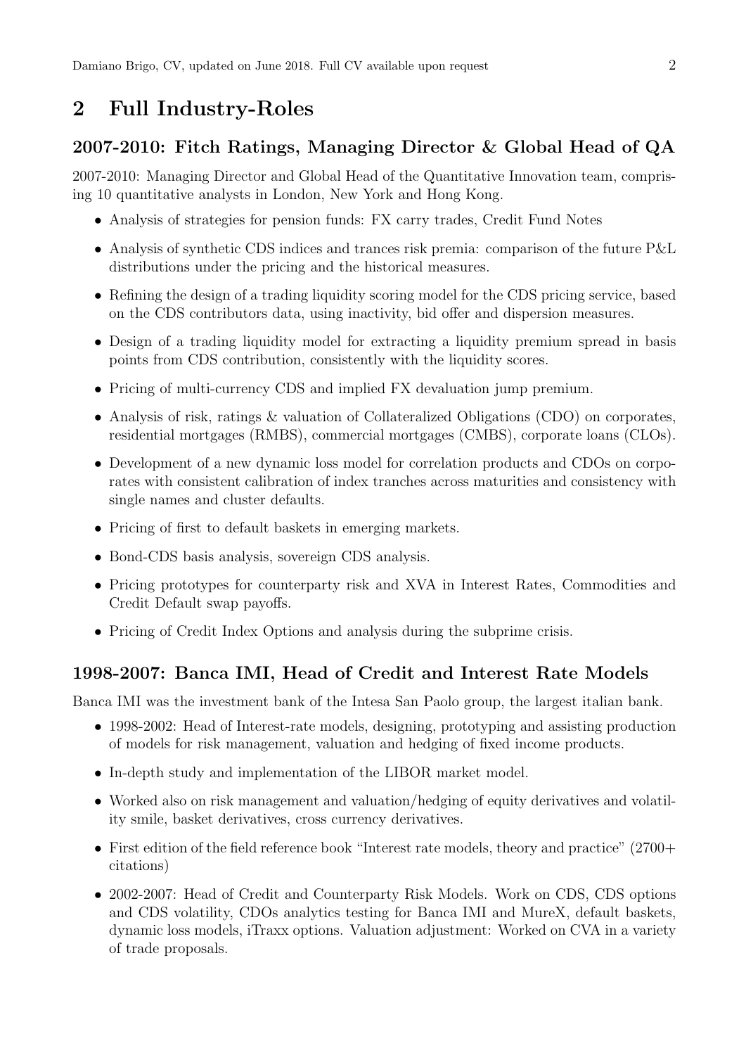## 2 Full Industry-Roles

### 2007-2010: Fitch Ratings, Managing Director & Global Head of QA

2007-2010: Managing Director and Global Head of the Quantitative Innovation team, comprising 10 quantitative analysts in London, New York and Hong Kong.

- Analysis of strategies for pension funds: FX carry trades, Credit Fund Notes
- Analysis of synthetic CDS indices and trances risk premia: comparison of the future P&L distributions under the pricing and the historical measures.
- Refining the design of a trading liquidity scoring model for the CDS pricing service, based on the CDS contributors data, using inactivity, bid offer and dispersion measures.
- Design of a trading liquidity model for extracting a liquidity premium spread in basis points from CDS contribution, consistently with the liquidity scores.
- Pricing of multi-currency CDS and implied FX devaluation jump premium.
- Analysis of risk, ratings & valuation of Collateralized Obligations (CDO) on corporates, residential mortgages (RMBS), commercial mortgages (CMBS), corporate loans (CLOs).
- Development of a new dynamic loss model for correlation products and CDOs on corporates with consistent calibration of index tranches across maturities and consistency with single names and cluster defaults.
- Pricing of first to default baskets in emerging markets.
- Bond-CDS basis analysis, sovereign CDS analysis.
- Pricing prototypes for counterparty risk and XVA in Interest Rates, Commodities and Credit Default swap payoffs.
- Pricing of Credit Index Options and analysis during the subprime crisis.

### 1998-2007: Banca IMI, Head of Credit and Interest Rate Models

Banca IMI was the investment bank of the Intesa San Paolo group, the largest italian bank.

- 1998-2002: Head of Interest-rate models, designing, prototyping and assisting production of models for risk management, valuation and hedging of fixed income products.
- In-depth study and implementation of the LIBOR market model.
- Worked also on risk management and valuation/hedging of equity derivatives and volatility smile, basket derivatives, cross currency derivatives.
- First edition of the field reference book "Interest rate models, theory and practice" (2700+ citations)
- 2002-2007: Head of Credit and Counterparty Risk Models. Work on CDS, CDS options and CDS volatility, CDOs analytics testing for Banca IMI and MureX, default baskets, dynamic loss models, iTraxx options. Valuation adjustment: Worked on CVA in a variety of trade proposals.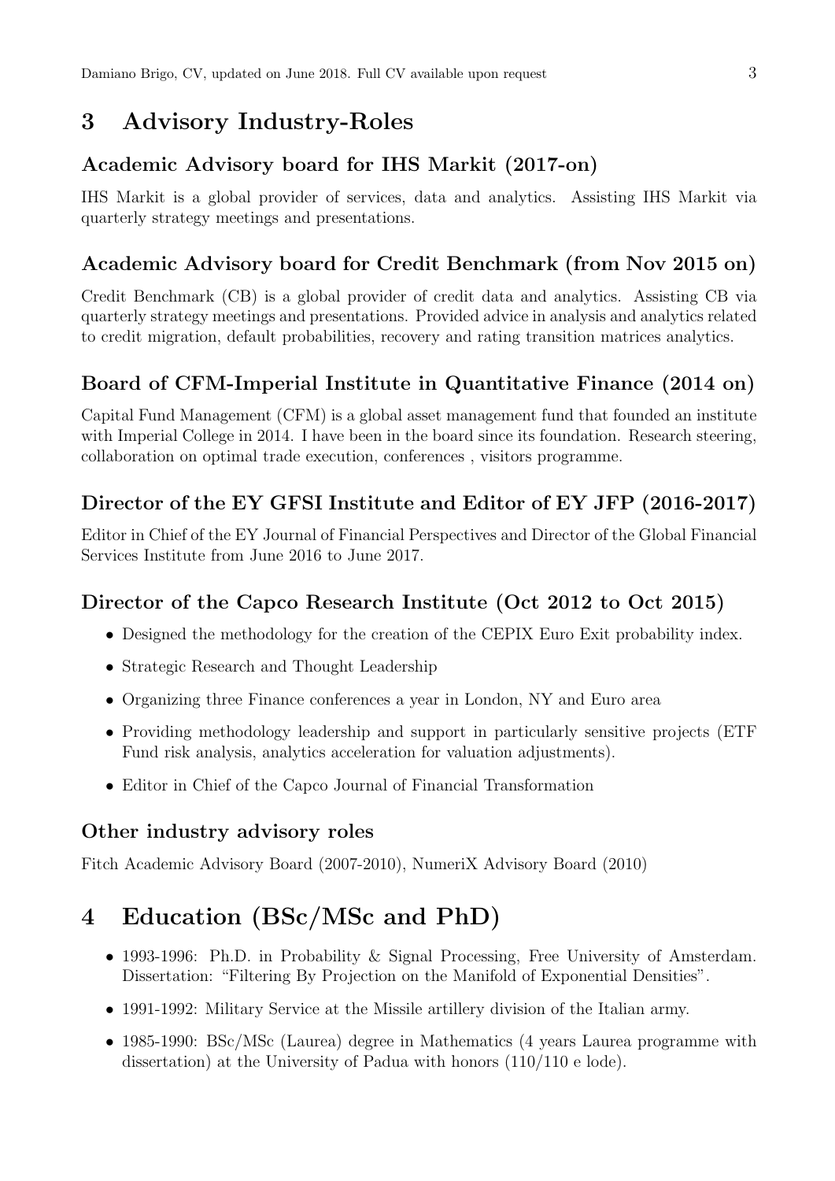# 3 Advisory Industry-Roles

## Academic Advisory board for IHS Markit (2017-on)

IHS Markit is a global provider of services, data and analytics. Assisting IHS Markit via quarterly strategy meetings and presentations.

## Academic Advisory board for Credit Benchmark (from Nov 2015 on)

Credit Benchmark (CB) is a global provider of credit data and analytics. Assisting CB via quarterly strategy meetings and presentations. Provided advice in analysis and analytics related to credit migration, default probabilities, recovery and rating transition matrices analytics.

## Board of CFM-Imperial Institute in Quantitative Finance (2014 on)

Capital Fund Management (CFM) is a global asset management fund that founded an institute with Imperial College in 2014. I have been in the board since its foundation. Research steering, collaboration on optimal trade execution, conferences , visitors programme.

## Director of the EY GFSI Institute and Editor of EY JFP (2016-2017)

Editor in Chief of the EY Journal of Financial Perspectives and Director of the Global Financial Services Institute from June 2016 to June 2017.

## Director of the Capco Research Institute (Oct 2012 to Oct 2015)

- Designed the methodology for the creation of the CEPIX Euro Exit probability index.
- Strategic Research and Thought Leadership
- Organizing three Finance conferences a year in London, NY and Euro area
- Providing methodology leadership and support in particularly sensitive projects (ETF Fund risk analysis, analytics acceleration for valuation adjustments).
- Editor in Chief of the Capco Journal of Financial Transformation

## Other industry advisory roles

Fitch Academic Advisory Board (2007-2010), NumeriX Advisory Board (2010)

# 4 Education (BSc/MSc and PhD)

- 1993-1996: Ph.D. in Probability & Signal Processing, Free University of Amsterdam. Dissertation: "Filtering By Projection on the Manifold of Exponential Densities".
- 1991-1992: Military Service at the Missile artillery division of the Italian army.
- 1985-1990: BSc/MSc (Laurea) degree in Mathematics (4 years Laurea programme with dissertation) at the University of Padua with honors (110/110 e lode).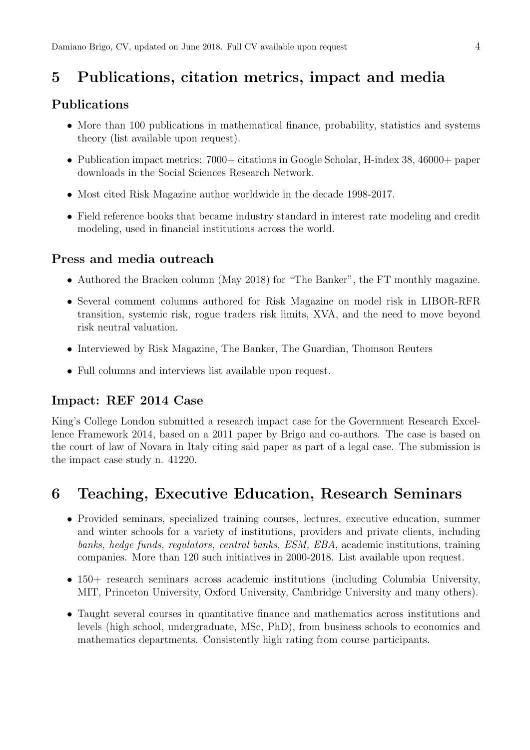## 5 Publications, citation metrics, impact and media

### Publications

- More than 100 publications in mathematical finance, probability, statistics and systems theory (list available upon request).
- Publication impact metrics: 7000+ citations in Google Scholar, H-index 38, 46000+ paper downloads in the Social Sciences Research Network.
- Most cited Risk Magazine author worldwide in the decade 1998-2017.
- Field reference books that became industry standard in interest rate modeling and credit modeling, used in financial institutions across the world.

### Press and media outreach

- Authored the Bracken column (May 2018) for "The Banker", the FT monthly magazine.
- Several comment columns authored for Risk Magazine on model risk in LIBOR-RFR transition, systemic risk, rogue traders risk limits, XVA, and the need to move beyond risk neutral valuation.
- Interviewed by Risk Magazine, The Banker, The Guardian, Thomson Reuters
- Full columns and interviews list available upon request.

### Impact: REF 2014 Case

King's College London submitted a research impact case for the Government Research Excellence Framework 2014, based on a 2011 paper by Brigo and co-authors. The case is based on the court of law of Novara in Italy citing said paper as part of a legal case. The submission is the impact case study n. 41220.

## 6 Teaching, Executive Education, Research Seminars

- Provided seminars, specialized training courses, lectures, executive education, summer and winter schools for a variety of institutions, providers and private clients, including *banks, hedge funds, regulators, central banks, ESM, EBA*, academic institutions, training companies. More than 120 such initiatives in 2000-2018. List available upon request.
- 150+ research seminars across academic institutions (including Columbia University, MIT, Princeton University, Oxford University, Cambridge University and many others).
- Taught several courses in quantitative finance and mathematics across institutions and levels (high school, undergraduate, MSc, PhD), from business schools to economics and mathematics departments. Consistently high rating from course participants.